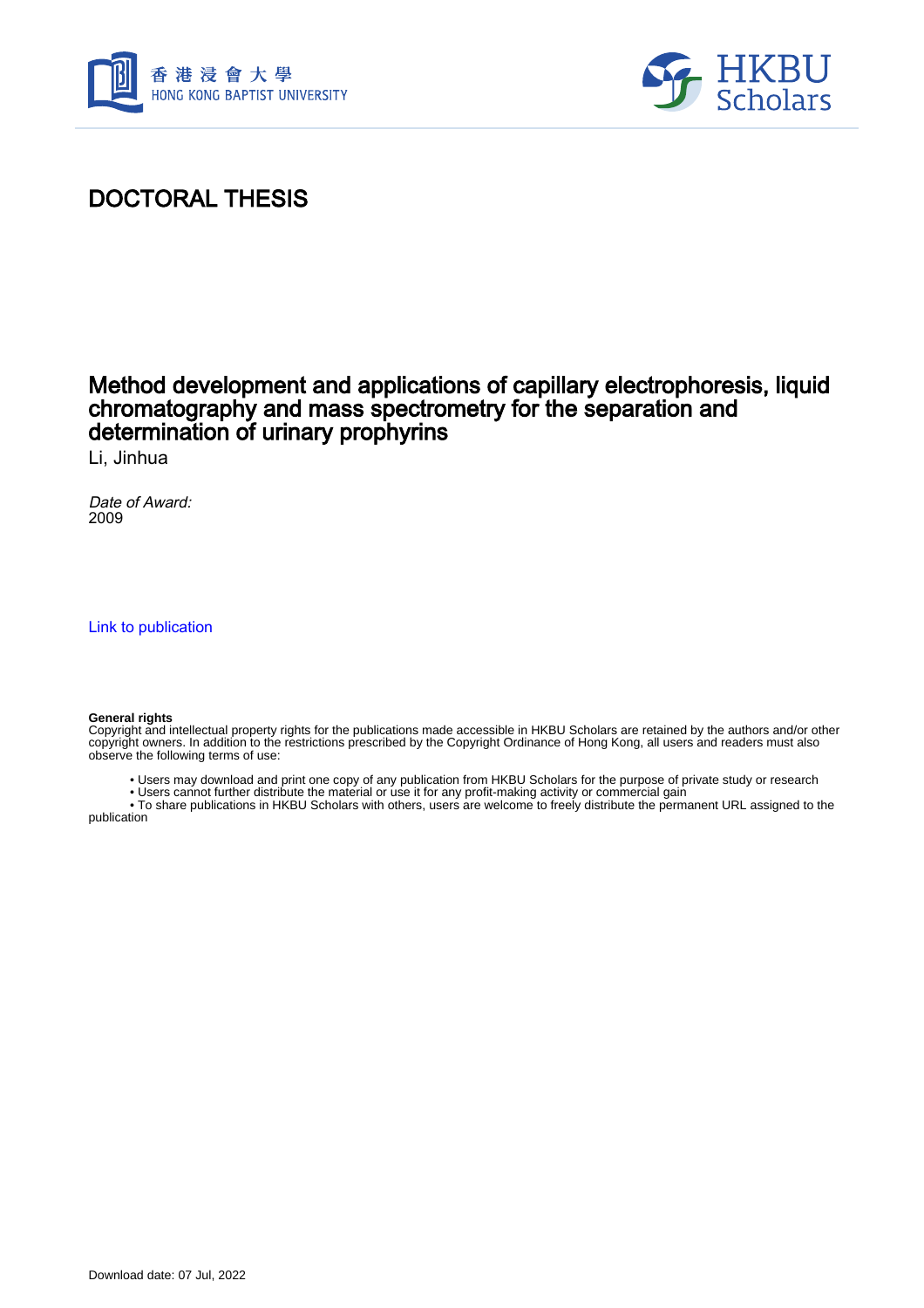# DOCTORAL THESIS

## Method development and applications of capillary electrophoresis, liquid chromatography and mass spectrometry for the separation and determination of urinary prophyrins

Li, Jinhua

*Date of Award:*
2009

Link to publication

**General rights**
Copyright and intellectual property rights for the publications made accessible in HKBU Scholars are retained by the authors and/or other copyright owners. In addition to the restrictions prescribed by the Copyright Ordinance of Hong Kong, all users and readers must also observe the following terms of use:

- Users may download and print one copy of any publication from HKBU Scholars for the purpose of private study or research
- Users cannot further distribute the material or use it for any profit-making activity or commercial gain
- To share publications in HKBU Scholars with others, users are welcome to freely distribute the permanent URL assigned to the publication

Download date: 07 Jul, 2022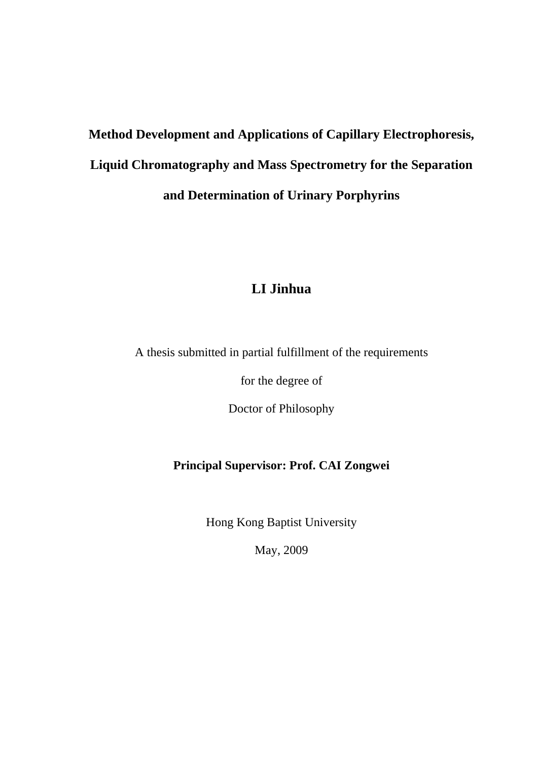# Method Development and Applications of Capillary Electrophoresis, Liquid Chromatography and Mass Spectrometry for the Separation and Determination of Urinary Porphyrins

**LI Jinhua**

A thesis submitted in partial fulfillment of the requirements

for the degree of

Doctor of Philosophy

**Principal Supervisor: Prof. CAI Zongwei**

Hong Kong Baptist University

May, 2009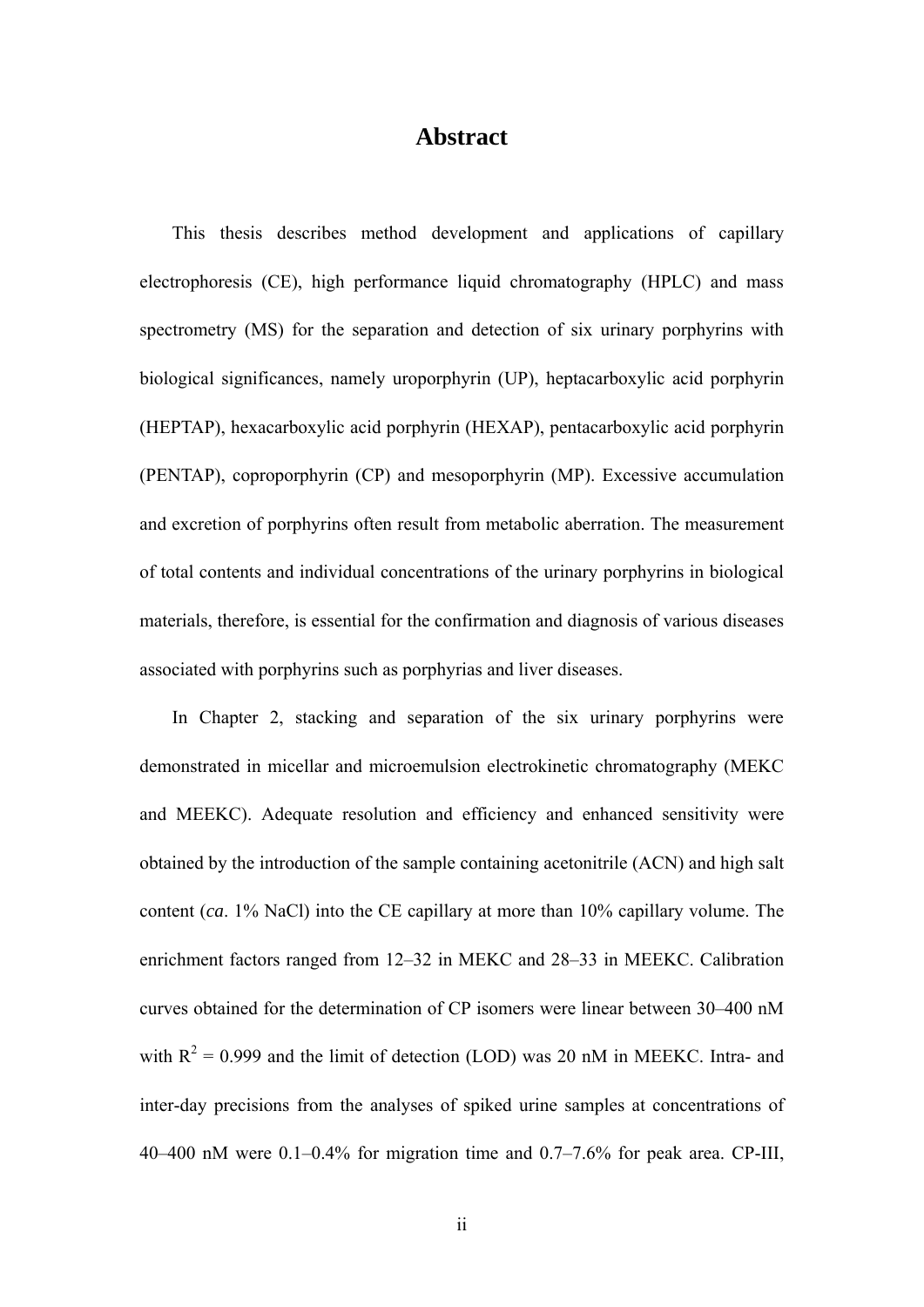# Abstract

This thesis describes method development and applications of capillary electrophoresis (CE), high performance liquid chromatography (HPLC) and mass spectrometry (MS) for the separation and detection of six urinary porphyrins with biological significances, namely uroporphyrin (UP), heptacarboxylic acid porphyrin (HEPTAP), hexacarboxylic acid porphyrin (HEXAP), pentacarboxylic acid porphyrin (PENTAP), coproporphyrin (CP) and mesoporphyrin (MP). Excessive accumulation and excretion of porphyrins often result from metabolic aberration. The measurement of total contents and individual concentrations of the urinary porphyrins in biological materials, therefore, is essential for the confirmation and diagnosis of various diseases associated with porphyrins such as porphyrias and liver diseases.

In Chapter 2, stacking and separation of the six urinary porphyrins were demonstrated in micellar and microemulsion electrokinetic chromatography (MEKC and MEEKC). Adequate resolution and efficiency and enhanced sensitivity were obtained by the introduction of the sample containing acetonitrile (ACN) and high salt content (*ca*. 1% NaCl) into the CE capillary at more than 10% capillary volume. The enrichment factors ranged from 12–32 in MEKC and 28–33 in MEEKC. Calibration curves obtained for the determination of CP isomers were linear between 30–400 nM with $R^2$ = 0.999 and the limit of detection (LOD) was 20 nM in MEEKC. Intra- and inter-day precisions from the analyses of spiked urine samples at concentrations of 40–400 nM were 0.1–0.4% for migration time and 0.7–7.6% for peak area. CP-III,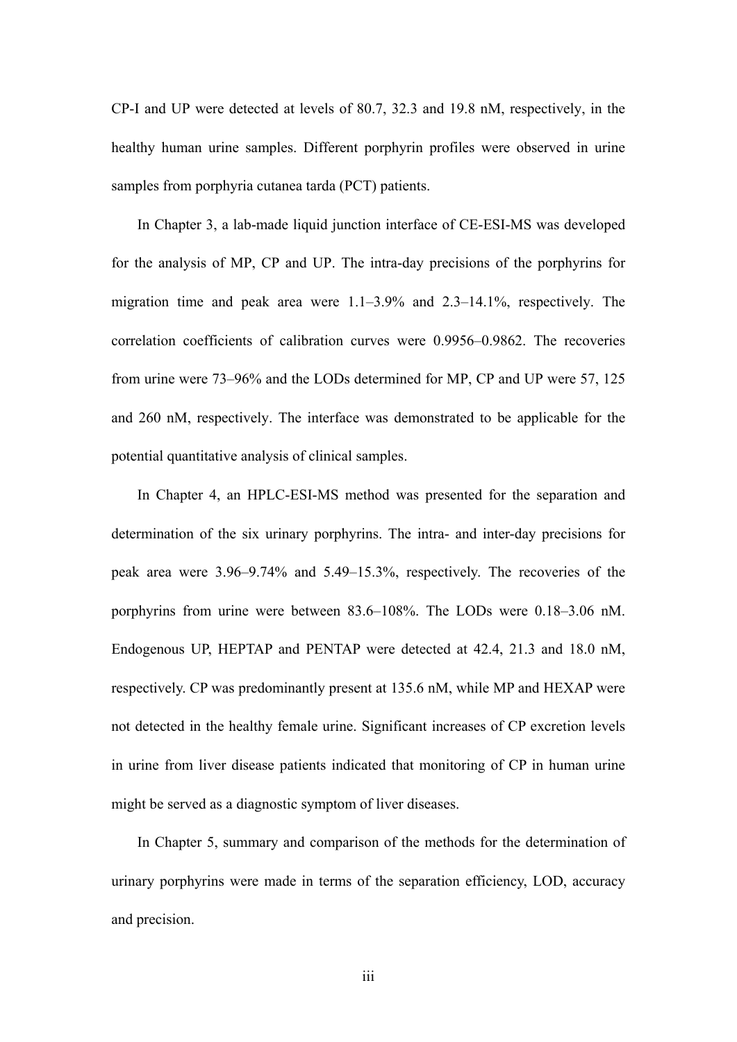CP-I and UP were detected at levels of 80.7, 32.3 and 19.8 nM, respectively, in the healthy human urine samples. Different porphyrin profiles were observed in urine samples from porphyria cutanea tarda (PCT) patients.

In Chapter 3, a lab-made liquid junction interface of CE-ESI-MS was developed for the analysis of MP, CP and UP. The intra-day precisions of the porphyrins for migration time and peak area were 1.1–3.9% and 2.3–14.1%, respectively. The correlation coefficients of calibration curves were 0.9956–0.9862. The recoveries from urine were 73–96% and the LODs determined for MP, CP and UP were 57, 125 and 260 nM, respectively. The interface was demonstrated to be applicable for the potential quantitative analysis of clinical samples.

In Chapter 4, an HPLC-ESI-MS method was presented for the separation and determination of the six urinary porphyrins. The intra- and inter-day precisions for peak area were 3.96–9.74% and 5.49–15.3%, respectively. The recoveries of the porphyrins from urine were between 83.6–108%. The LODs were 0.18–3.06 nM. Endogenous UP, HEPTAP and PENTAP were detected at 42.4, 21.3 and 18.0 nM, respectively. CP was predominantly present at 135.6 nM, while MP and HEXAP were not detected in the healthy female urine. Significant increases of CP excretion levels in urine from liver disease patients indicated that monitoring of CP in human urine might be served as a diagnostic symptom of liver diseases.

In Chapter 5, summary and comparison of the methods for the determination of urinary porphyrins were made in terms of the separation efficiency, LOD, accuracy and precision.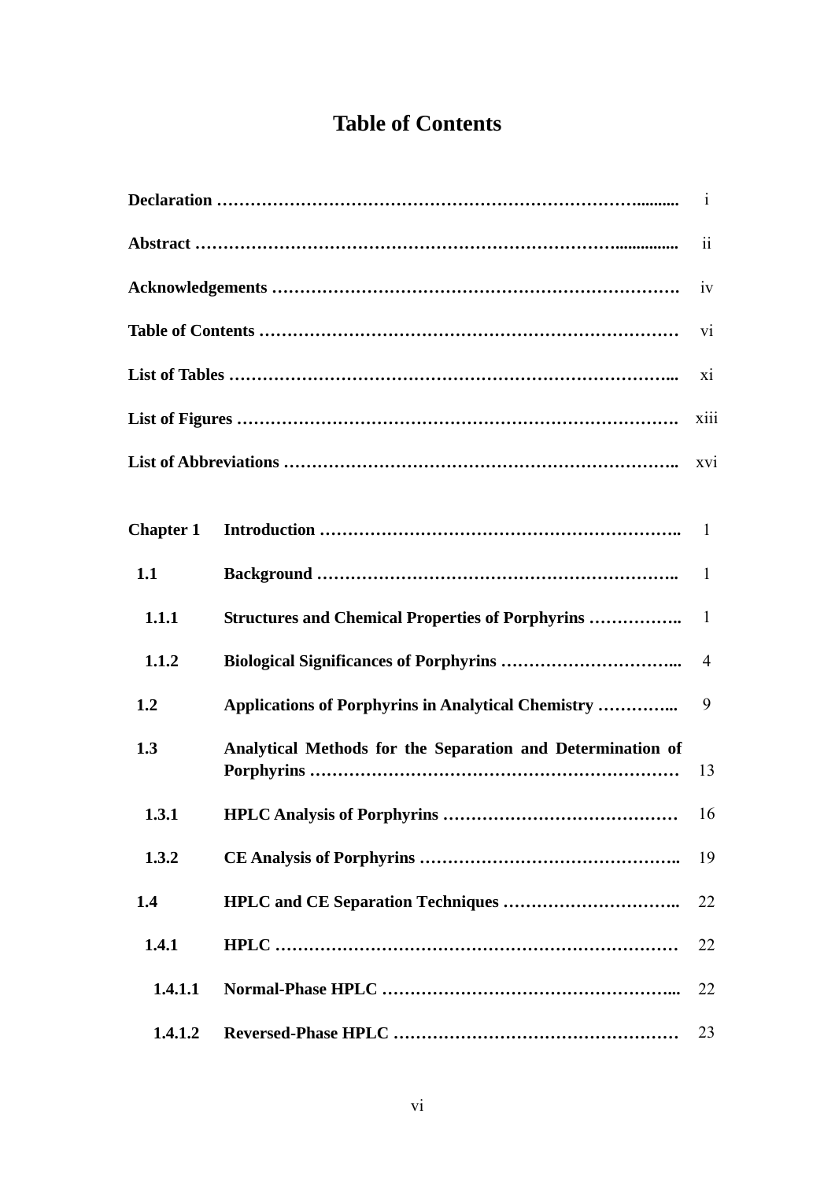# Table of Contents

| | | |
|---|---|---|
| **Declaration** | | i |
| **Abstract** | | ii |
| **Acknowledgements** | | iv |
| **Table of Contents** | | vi |
| **List of Tables** | | xi |
| **List of Figures** | | xiii |
| **List of Abbreviations** | | xvi |
| **Chapter 1** | **Introduction** | 1 |
| **1.1** | **Background** | 1 |
| **1.1.1** | **Structures and Chemical Properties of Porphyrins** | 1 |
| **1.1.2** | **Biological Significances of Porphyrins** | 4 |
| **1.2** | **Applications of Porphyrins in Analytical Chemistry** | 9 |
| **1.3** | **Analytical Methods for the Separation and Determination of Porphyrins** | 13 |
| **1.3.1** | **HPLC Analysis of Porphyrins** | 16 |
| **1.3.2** | **CE Analysis of Porphyrins** | 19 |
| **1.4** | **HPLC and CE Separation Techniques** | 22 |
| **1.4.1** | **HPLC** | 22 |
| **1.4.1.1** | **Normal-Phase HPLC** | 22 |
| **1.4.1.2** | **Reversed-Phase HPLC** | 23 |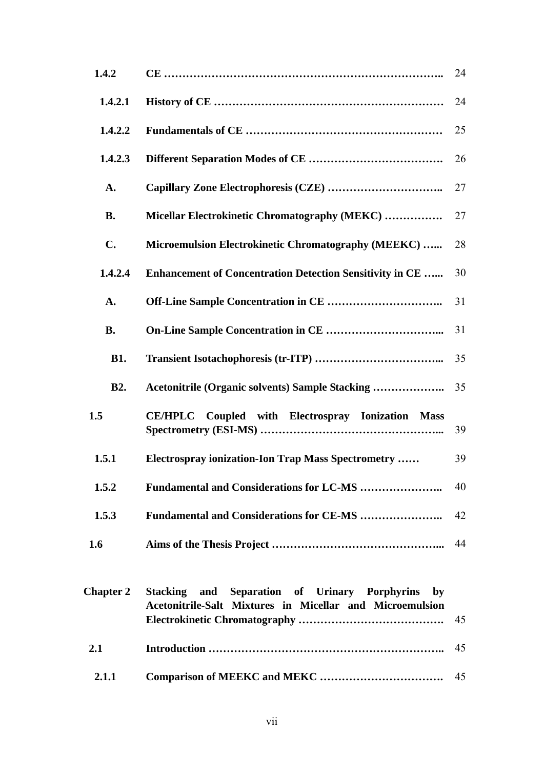| | | |
|---|---|---|
| **1.4.2** | **CE ……………………………………………………………………..** | 24 |
| **1.4.2.1** | **History of CE ……………………………………………………** | 24 |
| **1.4.2.2** | **Fundamentals of CE ……………………………………………** | 25 |
| **1.4.2.3** | **Different Separation Modes of CE ……………………………….** | 26 |
| **A.** | **Capillary Zone Electrophoresis (CZE) …………………………..** | 27 |
| **B.** | **Micellar Electrokinetic Chromatography (MEKC) …………….** | 27 |
| **C.** | **Microemulsion Electrokinetic Chromatography (MEEKC) …...** | 28 |
| **1.4.2.4** | **Enhancement of Concentration Detection Sensitivity in CE …...** | 30 |
| **A.** | **Off-Line Sample Concentration in CE …………………………..** | 31 |
| **B.** | **On-Line Sample Concentration in CE …………………………...** | 31 |
| **B1.** | **Transient Isotachophoresis (tr-ITP) ……………………………...** | 35 |
| **B2.** | **Acetonitrile (Organic solvents) Sample Stacking ………………..** | 35 |
| **1.5** | **CE/HPLC Coupled with Electrospray Ionization Mass Spectrometry (ESI-MS) …………………………………………...** | 39 |
| **1.5.1** | **Electrospray ionization-Ion Trap Mass Spectrometry ……** | 39 |
| **1.5.2** | **Fundamental and Considerations for LC-MS …………………..** | 40 |
| **1.5.3** | **Fundamental and Considerations for CE-MS …………………..** | 42 |
| **1.6** | **Aims of the Thesis Project ………………………………………...** | 44 |
| | | |
| **Chapter 2** | **Stacking and Separation of Urinary Porphyrins by Acetonitrile-Salt Mixtures in Micellar and Microemulsion Electrokinetic Chromatography ………………………………….** | 45 |
| **2.1** | **Introduction ……………………………………………………..** | 45 |
| **2.1.1** | **Comparison of MEEKC and MEKC …………………………….** | 45 |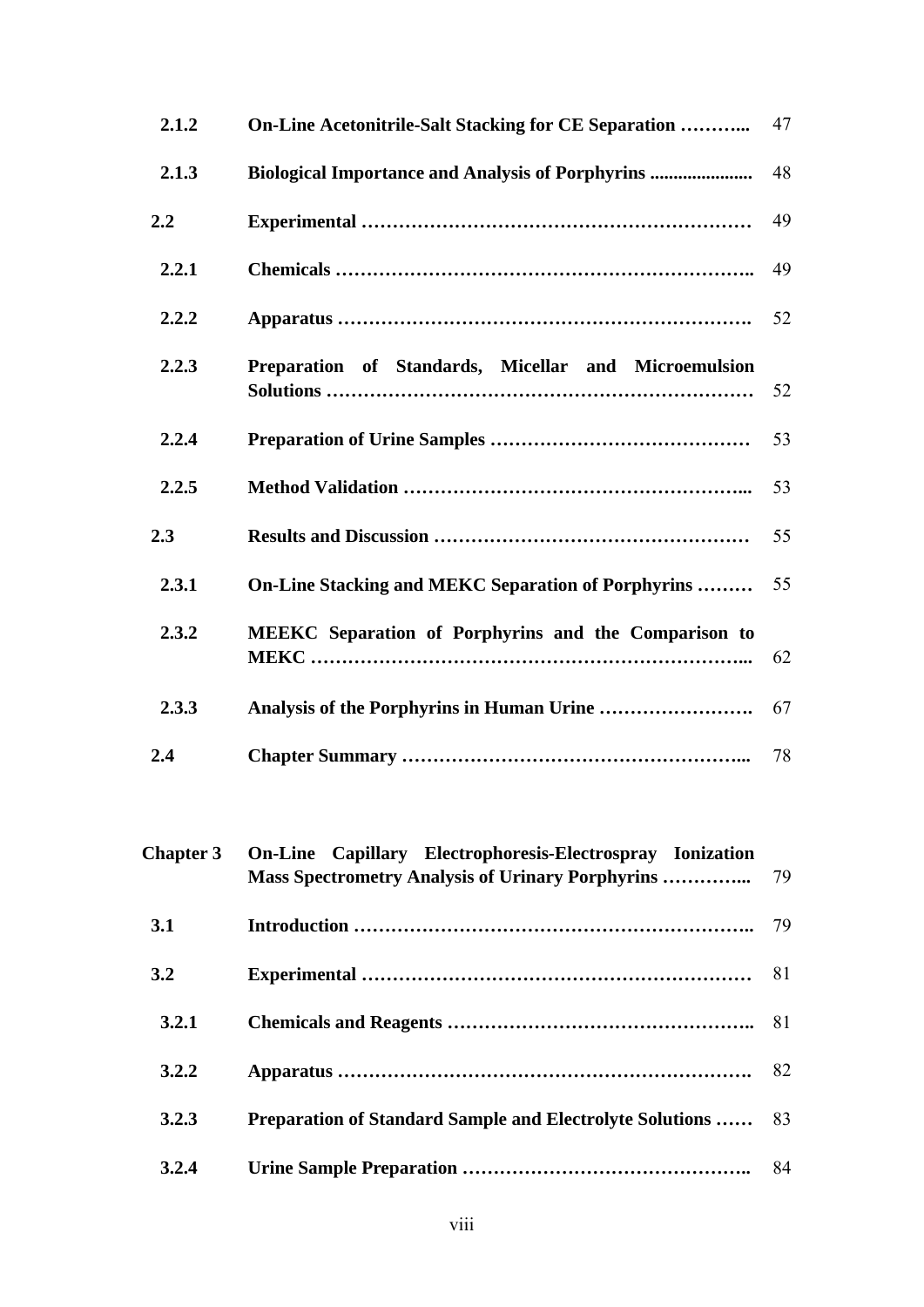| | | |
|---|---|---|
| **2.1.2** | **On-Line Acetonitrile-Salt Stacking for CE Separation ………..** | 47 |
| **2.1.3** | **Biological Importance and Analysis of Porphyrins ......................** | 48 |
| **2.2** | **Experimental ……………………………………………………** | 49 |
| **2.2.1** | **Chemicals ………………………………………………………..** | 49 |
| **2.2.2** | **Apparatus ……………………………………………………….** | 52 |
| **2.2.3** | **Preparation of Standards, Micellar and Microemulsion Solutions …………………………………………………………** | 52 |
| **2.2.4** | **Preparation of Urine Samples ……………………………………** | 53 |
| **2.2.5** | **Method Validation ………………………………………………...** | 53 |
| **2.3** | **Results and Discussion ……………………………………………** | 55 |
| **2.3.1** | **On-Line Stacking and MEKC Separation of Porphyrins ………** | 55 |
| **2.3.2** | **MEEKC Separation of Porphyrins and the Comparison to MEKC ……………………………………………………………...** | 62 |
| **2.3.3** | **Analysis of the Porphyrins in Human Urine …………………….** | 67 |
| **2.4** | **Chapter Summary ………………………………………………...** | 78 |
| | | |
| **Chapter 3** | **On-Line Capillary Electrophoresis-Electrospray Ionization Mass Spectrometry Analysis of Urinary Porphyrins …………...** | 79 |
| **3.1** | **Introduction ……………………………………………………..** | 79 |
| **3.2** | **Experimental ……………………………………………………** | 81 |
| **3.2.1** | **Chemicals and Reagents …………………………………………..** | 81 |
| **3.2.2** | **Apparatus ……………………………………………………….** | 82 |
| **3.2.3** | **Preparation of Standard Sample and Electrolyte Solutions ……** | 83 |
| **3.2.4** | **Urine Sample Preparation ………………………………………..** | 84 |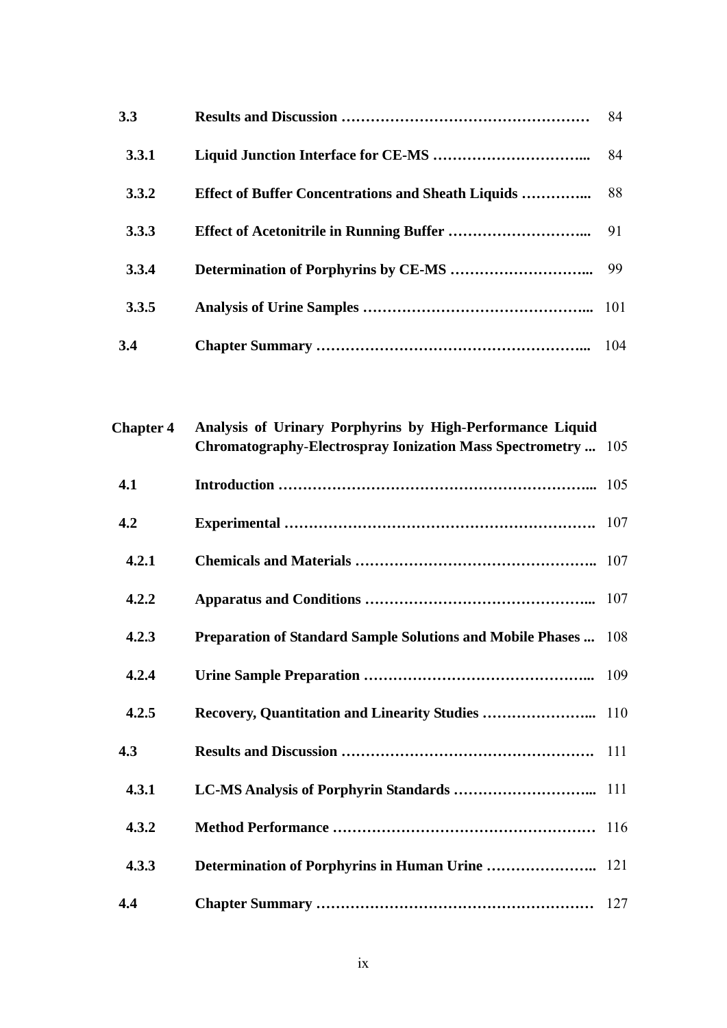| | | |
|---|---|---|
| **3.3** | **Results and Discussion ……………………………………………** | 84 |
| **3.3.1** | **Liquid Junction Interface for CE-MS …………………………...** | 84 |
| **3.3.2** | **Effect of Buffer Concentrations and Sheath Liquids …………...** | 88 |
| **3.3.3** | **Effect of Acetonitrile in Running Buffer ………………………...** | 91 |
| **3.3.4** | **Determination of Porphyrins by CE-MS ………………………..** | 99 |
| **3.3.5** | **Analysis of Urine Samples ……………………………………...** | 101 |
| **3.4** | **Chapter Summary ………………………………………………...** | 104 |
| | | |
| **Chapter 4** | **Analysis of Urinary Porphyrins by High-Performance Liquid Chromatography-Electrospray Ionization Mass Spectrometry ...** | 105 |
| **4.1** | **Introduction ……………………………………………………...** | 105 |
| **4.2** | **Experimental …………………………………………………….** | 107 |
| **4.2.1** | **Chemicals and Materials ………………………………………..** | 107 |
| **4.2.2** | **Apparatus and Conditions ……………………………………...** | 107 |
| **4.2.3** | **Preparation of Standard Sample Solutions and Mobile Phases ...** | 108 |
| **4.2.4** | **Urine Sample Preparation ……………………………………...** | 109 |
| **4.2.5** | **Recovery, Quantitation and Linearity Studies …………………...** | 110 |
| **4.3** | **Results and Discussion ……………………………………………** | 111 |
| **4.3.1** | **LC-MS Analysis of Porphyrin Standards ………………………...** | 111 |
| **4.3.2** | **Method Performance ……………………………………………** | 116 |
| **4.3.3** | **Determination of Porphyrins in Human Urine …………………..** | 121 |
| **4.4** | **Chapter Summary ………………………………………………** | 127 |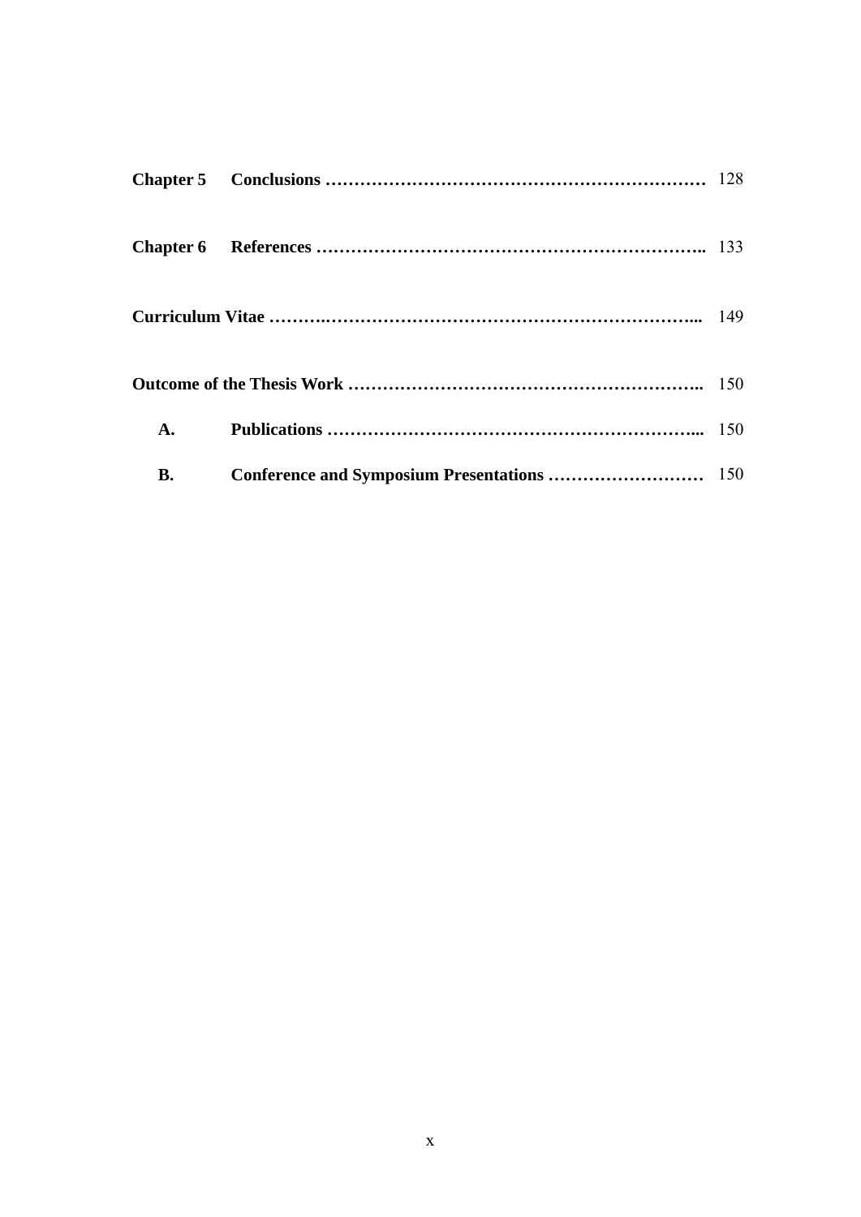| | | |
|---|---|---|
| **Chapter 5** | **Conclusions ………………………………………………………….** | 128 |
| **Chapter 6** | **References ……………………………………………………….. ..** | 133 |
| **Curriculum Vitae ……….………………………………………………………...** | | 149 |
| **Outcome of the Thesis Work ………………………………………………….. ..** | | 150 |
| **A.** | **Publications ………………………………………………………...** | 150 |
| **B.** | **Conference and Symposium Presentations ………………………** | 150 |